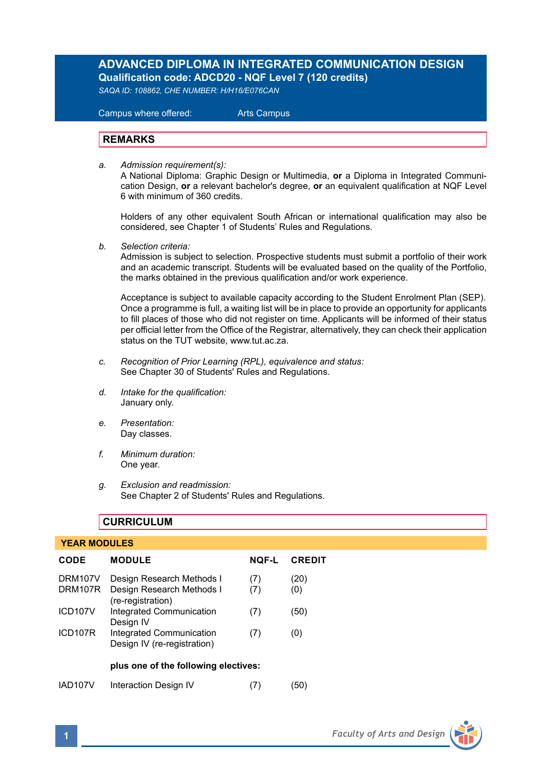# ADVANCED DIPLOMA IN INTEGRATED COMMUNICATION DESIGN

**Qualification code: ADCD20 - NQF Level 7 (120 credits)**

*SAQA ID: 108862, CHE NUMBER: H/H16/E076CAN*

Campus where offered: Arts Campus

## REMARKS

a. *Admission requirement(s):*
A National Diploma: Graphic Design or Multimedia, **or** a Diploma in Integrated Communication Design, **or** a relevant bachelor's degree, **or** an equivalent qualification at NQF Level 6 with minimum of 360 credits.

Holders of any other equivalent South African or international qualification may also be considered, see Chapter 1 of Students' Rules and Regulations.

b. *Selection criteria:*
Admission is subject to selection. Prospective students must submit a portfolio of their work and an academic transcript. Students will be evaluated based on the quality of the Portfolio, the marks obtained in the previous qualification and/or work experience.

Acceptance is subject to available capacity according to the Student Enrolment Plan (SEP). Once a programme is full, a waiting list will be in place to provide an opportunity for applicants to fill places of those who did not register on time. Applicants will be informed of their status per official letter from the Office of the Registrar, alternatively, they can check their application status on the TUT website, www.tut.ac.za.

c. *Recognition of Prior Learning (RPL), equivalence and status:*
See Chapter 30 of Students' Rules and Regulations.

d. *Intake for the qualification:*
January only.

e. *Presentation:*
Day classes.

f. *Minimum duration:*
One year.

g. *Exclusion and readmission:*
See Chapter 2 of Students' Rules and Regulations.

## CURRICULUM

### YEAR MODULES

| CODE | MODULE | NQF-L | CREDIT |
|---|---|---|---|
| DRM107V | Design Research Methods I | (7) | (20) |
| DRM107R | Design Research Methods I (re-registration) | (7) | (0) |
| ICD107V | Integrated Communication Design IV | (7) | (50) |
| ICD107R | Integrated Communication Design IV (re-registration) | (7) | (0) |
| | **plus one of the following electives:** | | |
| IAD107V | Interaction Design IV | (7) | (50) |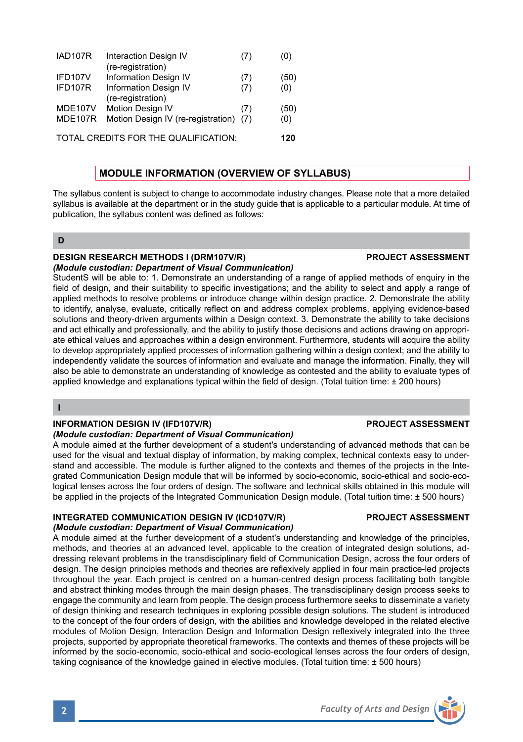| | | | |
|---|---|---|---|
| IAD107R | Interaction Design IV (re-registration) | (7) | (0) |
| IFD107V | Information Design IV | (7) | (50) |
| IFD107R | Information Design IV (re-registration) | (7) | (0) |
| MDE107V | Motion Design IV | (7) | (50) |
| MDE107R | Motion Design IV (re-registration) | (7) | (0) |

TOTAL CREDITS FOR THE QUALIFICATION: **120**

## MODULE INFORMATION (OVERVIEW OF SYLLABUS)

The syllabus content is subject to change to accommodate industry changes. Please note that a more detailed syllabus is available at the department or in the study guide that is applicable to a particular module. At time of publication, the syllabus content was defined as follows:

### D

**DESIGN RESEARCH METHODS I (DRM107V/R)** **PROJECT ASSESSMENT**
***(Module custodian: Department of Visual Communication)***
StudentS will be able to: 1. Demonstrate an understanding of a range of applied methods of enquiry in the field of design, and their suitability to specific investigations; and the ability to select and apply a range of applied methods to resolve problems or introduce change within design practice. 2. Demonstrate the ability to identify, analyse, evaluate, critically reflect on and address complex problems, applying evidence-based solutions and theory-driven arguments within a Design context. 3. Demonstrate the ability to take decisions and act ethically and professionally, and the ability to justify those decisions and actions drawing on appropriate ethical values and approaches within a design environment. Furthermore, students will acquire the ability to develop appropriately applied processes of information gathering within a design context; and the ability to independently validate the sources of information and evaluate and manage the information. Finally, they will also be able to demonstrate an understanding of knowledge as contested and the ability to evaluate types of applied knowledge and explanations typical within the field of design. (Total tuition time: ± 200 hours)

### I

**INFORMATION DESIGN IV (IFD107V/R)** **PROJECT ASSESSMENT**
***(Module custodian: Department of Visual Communication)***
A module aimed at the further development of a student's understanding of advanced methods that can be used for the visual and textual display of information, by making complex, technical contexts easy to understand and accessible. The module is further aligned to the contexts and themes of the projects in the Integrated Communication Design module that will be informed by socio-economic, socio-ethical and socio-ecological lenses across the four orders of design. The software and technical skills obtained in this module will be applied in the projects of the Integrated Communication Design module. (Total tuition time: ± 500 hours)

**INTEGRATED COMMUNICATION DESIGN IV (ICD107V/R)** **PROJECT ASSESSMENT**
***(Module custodian: Department of Visual Communication)***
A module aimed at the further development of a student's understanding and knowledge of the principles, methods, and theories at an advanced level, applicable to the creation of integrated design solutions, addressing relevant problems in the transdisciplinary field of Communication Design, across the four orders of design. The design principles methods and theories are reflexively applied in four main practice-led projects throughout the year. Each project is centred on a human-centred design process facilitating both tangible and abstract thinking modes through the main design phases. The transdisciplinary design process seeks to engage the community and learn from people. The design process furthermore seeks to disseminate a variety of design thinking and research techniques in exploring possible design solutions. The student is introduced to the concept of the four orders of design, with the abilities and knowledge developed in the related elective modules of Motion Design, Interaction Design and Information Design reflexively integrated into the three projects, supported by appropriate theoretical frameworks. The contexts and themes of these projects will be informed by the socio-economic, socio-ethical and socio-ecological lenses across the four orders of design, taking cognisance of the knowledge gained in elective modules. (Total tuition time: ± 500 hours)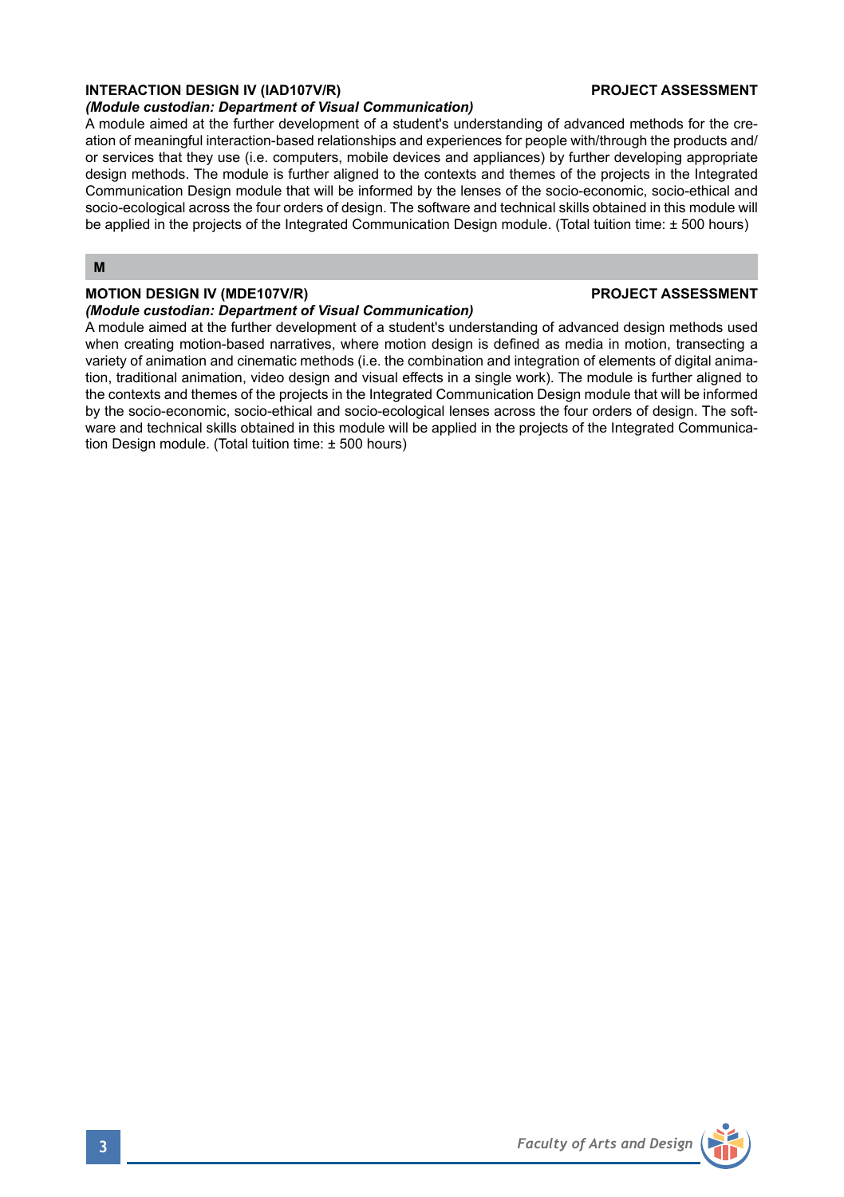**INTERACTION DESIGN IV (IAD107V/R) PROJECT ASSESSMENT**

***(Module custodian: Department of Visual Communication)***

A module aimed at the further development of a student's understanding of advanced methods for the creation of meaningful interaction-based relationships and experiences for people with/through the products and/or services that they use (i.e. computers, mobile devices and appliances) by further developing appropriate design methods. The module is further aligned to the contexts and themes of the projects in the Integrated Communication Design module that will be informed by the lenses of the socio-economic, socio-ethical and socio-ecological across the four orders of design. The software and technical skills obtained in this module will be applied in the projects of the Integrated Communication Design module. (Total tuition time: ± 500 hours)

## M

**MOTION DESIGN IV (MDE107V/R) PROJECT ASSESSMENT**

***(Module custodian: Department of Visual Communication)***

A module aimed at the further development of a student's understanding of advanced design methods used when creating motion-based narratives, where motion design is defined as media in motion, transecting a variety of animation and cinematic methods (i.e. the combination and integration of elements of digital animation, traditional animation, video design and visual effects in a single work). The module is further aligned to the contexts and themes of the projects in the Integrated Communication Design module that will be informed by the socio-economic, socio-ethical and socio-ecological lenses across the four orders of design. The software and technical skills obtained in this module will be applied in the projects of the Integrated Communication Design module. (Total tuition time: ± 500 hours)